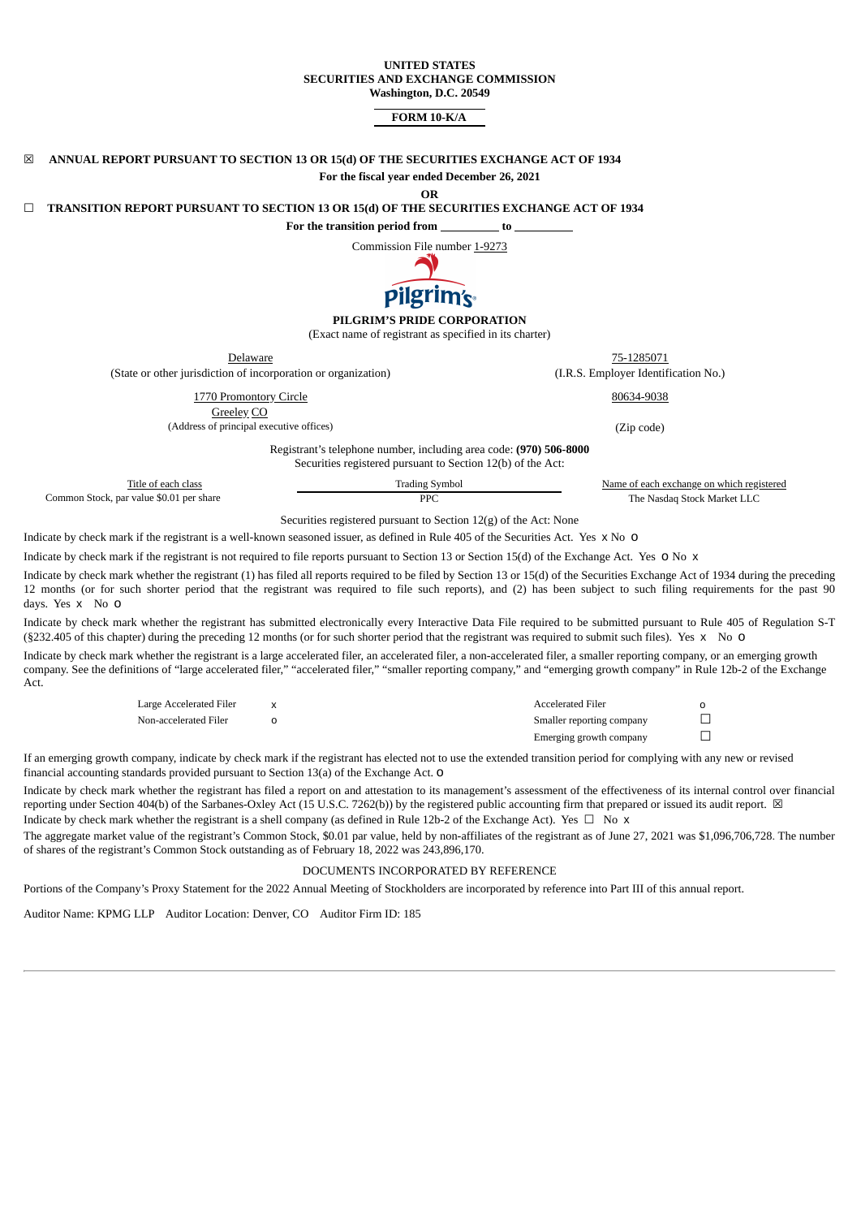**UNITED STATES**
**SECURITIES AND EXCHANGE COMMISSION**
**Washington, D.C. 20549**

**FORM 10-K/A**

☒ **ANNUAL REPORT PURSUANT TO SECTION 13 OR 15(d) OF THE SECURITIES EXCHANGE ACT OF 1934**

**For the fiscal year ended December 26, 2021**

**OR**

☐ **TRANSITION REPORT PURSUANT TO SECTION 13 OR 15(d) OF THE SECURITIES EXCHANGE ACT OF 1934**

**For the transition period from \_\_\_\_\_\_\_\_\_\_ to \_\_\_\_\_\_\_\_\_\_**

Commission File number 1-9273

**PILGRIM'S PRIDE CORPORATION**
(Exact name of registrant as specified in its charter)

| Delaware | 75-1285071 |
|---|---|
| (State or other jurisdiction of incorporation or organization) | (I.R.S. Employer Identification No.) |
| 1770 Promontory Circle<br>Greeley CO | 80634-9038 |
| (Address of principal executive offices) | (Zip code) |

Registrant's telephone number, including area code: **(970) 506-8000**
Securities registered pursuant to Section 12(b) of the Act:

| Title of each class | Trading Symbol | Name of each exchange on which registered |
|---|---|---|
| Common Stock, par value $0.01 per share | PPC | The Nasdaq Stock Market LLC |

Securities registered pursuant to Section 12(g) of the Act: None

Indicate by check mark if the registrant is a well-known seasoned issuer, as defined in Rule 405 of the Securities Act. Yes x No o

Indicate by check mark if the registrant is not required to file reports pursuant to Section 13 or Section 15(d) of the Exchange Act. Yes o No x

Indicate by check mark whether the registrant (1) has filed all reports required to be filed by Section 13 or 15(d) of the Securities Exchange Act of 1934 during the preceding 12 months (or for such shorter period that the registrant was required to file such reports), and (2) has been subject to such filing requirements for the past 90 days. Yes x No o

Indicate by check mark whether the registrant has submitted electronically every Interactive Data File required to be submitted pursuant to Rule 405 of Regulation S-T (§232.405 of this chapter) during the preceding 12 months (or for such shorter period that the registrant was required to submit such files). Yes x No o

Indicate by check mark whether the registrant is a large accelerated filer, an accelerated filer, a non-accelerated filer, a smaller reporting company, or an emerging growth company. See the definitions of "large accelerated filer," "accelerated filer," "smaller reporting company," and "emerging growth company" in Rule 12b-2 of the Exchange Act.

| | | | |
|---|---|---|---|
| Large Accelerated Filer | x | Accelerated Filer | o |
| Non-accelerated Filer | o | Smaller reporting company | ☐ |
| | | Emerging growth company | ☐ |

If an emerging growth company, indicate by check mark if the registrant has elected not to use the extended transition period for complying with any new or revised financial accounting standards provided pursuant to Section 13(a) of the Exchange Act. o

Indicate by check mark whether the registrant has filed a report on and attestation to its management's assessment of the effectiveness of its internal control over financial reporting under Section 404(b) of the Sarbanes-Oxley Act (15 U.S.C. 7262(b)) by the registered public accounting firm that prepared or issued its audit report. ☒

Indicate by check mark whether the registrant is a shell company (as defined in Rule 12b-2 of the Exchange Act). Yes ☐ No x

The aggregate market value of the registrant's Common Stock, $0.01 par value, held by non-affiliates of the registrant as of June 27, 2021 was $1,096,706,728. The number of shares of the registrant's Common Stock outstanding as of February 18, 2022 was 243,896,170.

DOCUMENTS INCORPORATED BY REFERENCE

Portions of the Company's Proxy Statement for the 2022 Annual Meeting of Stockholders are incorporated by reference into Part III of this annual report.

Auditor Name: KPMG LLP    Auditor Location: Denver, CO    Auditor Firm ID: 185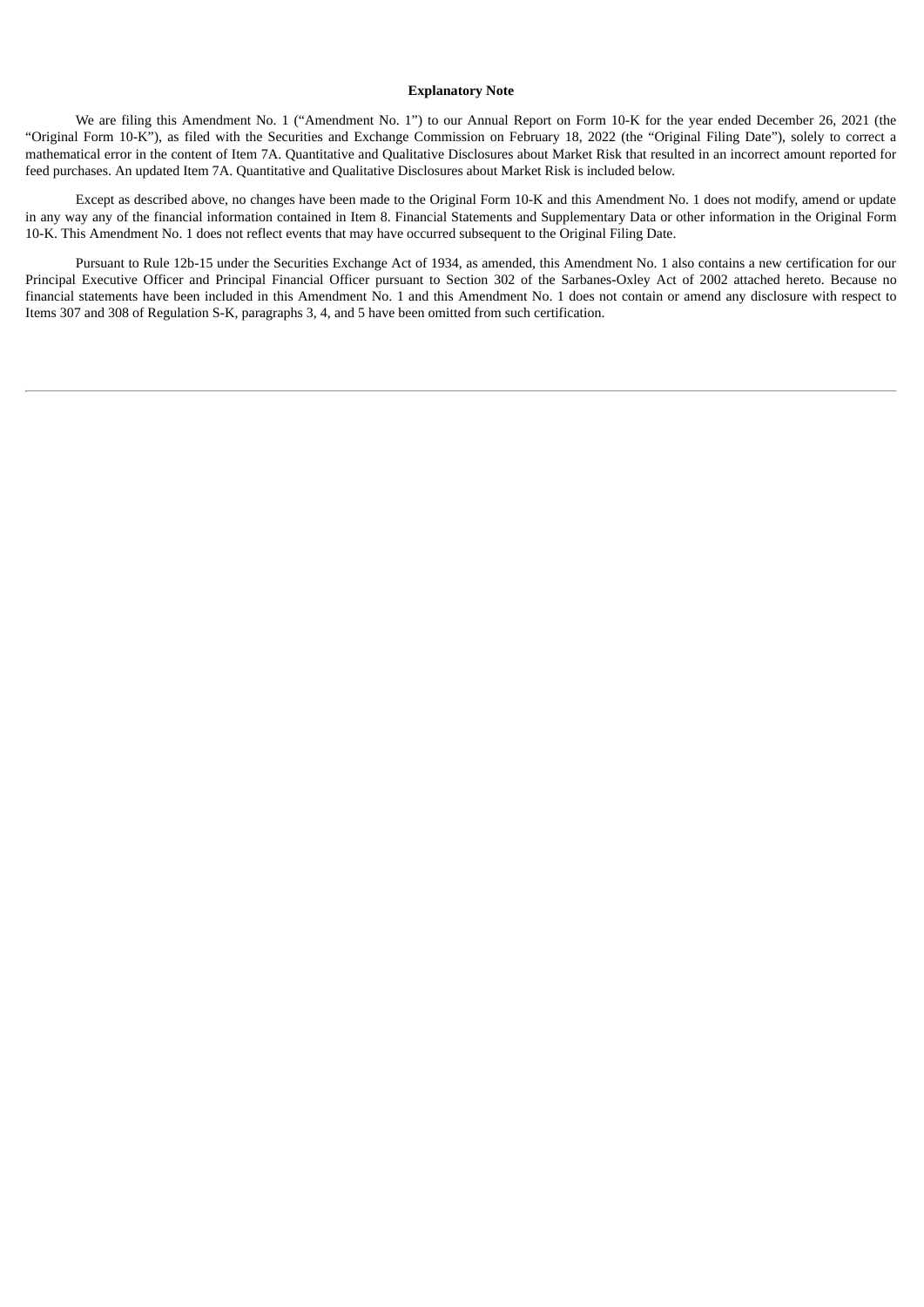**Explanatory Note**

We are filing this Amendment No. 1 ("Amendment No. 1") to our Annual Report on Form 10-K for the year ended December 26, 2021 (the "Original Form 10-K"), as filed with the Securities and Exchange Commission on February 18, 2022 (the "Original Filing Date"), solely to correct a mathematical error in the content of Item 7A. Quantitative and Qualitative Disclosures about Market Risk that resulted in an incorrect amount reported for feed purchases. An updated Item 7A. Quantitative and Qualitative Disclosures about Market Risk is included below.

Except as described above, no changes have been made to the Original Form 10-K and this Amendment No. 1 does not modify, amend or update in any way any of the financial information contained in Item 8. Financial Statements and Supplementary Data or other information in the Original Form 10-K. This Amendment No. 1 does not reflect events that may have occurred subsequent to the Original Filing Date.

Pursuant to Rule 12b-15 under the Securities Exchange Act of 1934, as amended, this Amendment No. 1 also contains a new certification for our Principal Executive Officer and Principal Financial Officer pursuant to Section 302 of the Sarbanes-Oxley Act of 2002 attached hereto. Because no financial statements have been included in this Amendment No. 1 and this Amendment No. 1 does not contain or amend any disclosure with respect to Items 307 and 308 of Regulation S-K, paragraphs 3, 4, and 5 have been omitted from such certification.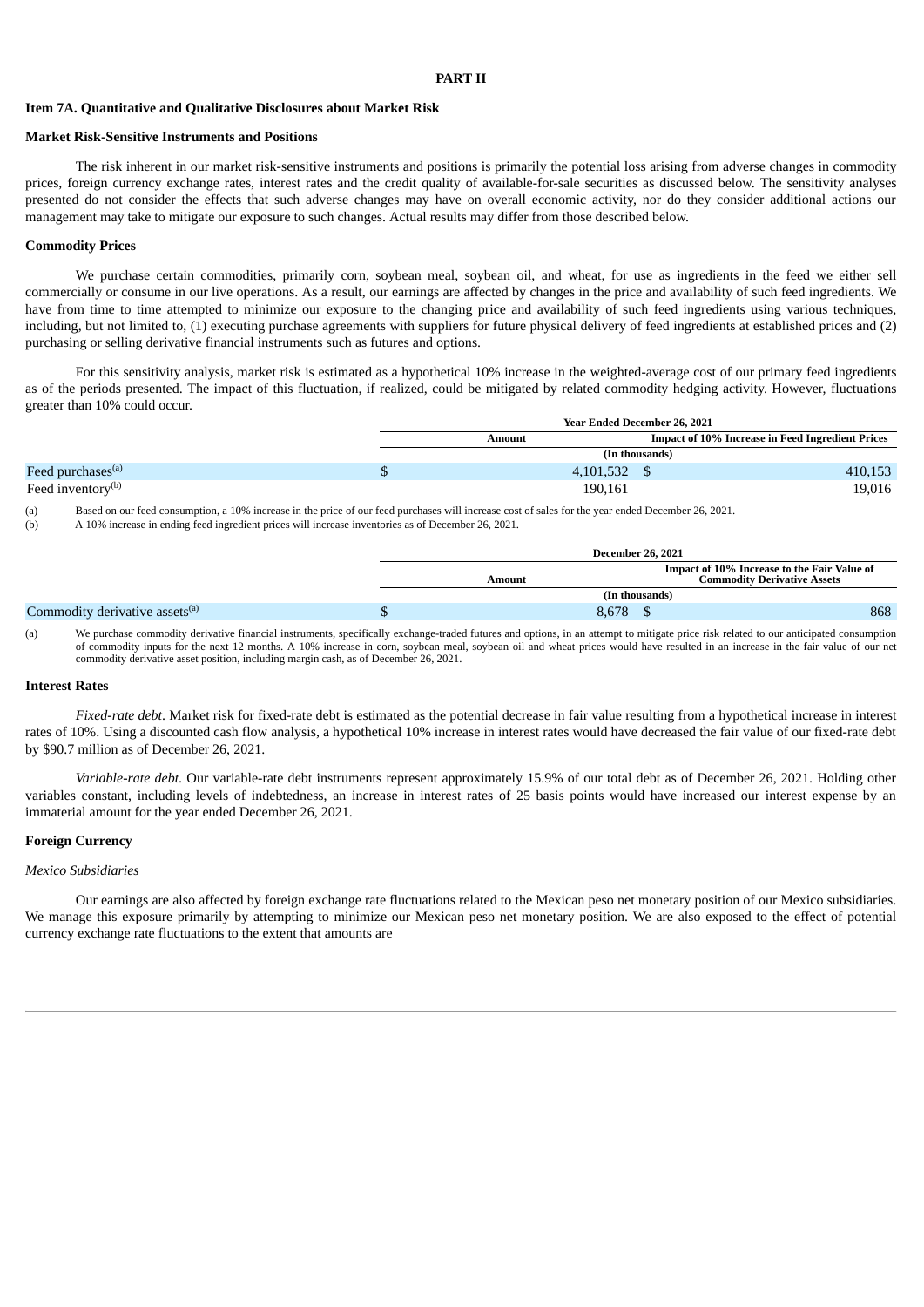**PART II**

## Item 7A. Quantitative and Qualitative Disclosures about Market Risk

### Market Risk-Sensitive Instruments and Positions

The risk inherent in our market risk-sensitive instruments and positions is primarily the potential loss arising from adverse changes in commodity prices, foreign currency exchange rates, interest rates and the credit quality of available-for-sale securities as discussed below. The sensitivity analyses presented do not consider the effects that such adverse changes may have on overall economic activity, nor do they consider additional actions our management may take to mitigate our exposure to such changes. Actual results may differ from those described below.

### Commodity Prices

We purchase certain commodities, primarily corn, soybean meal, soybean oil, and wheat, for use as ingredients in the feed we either sell commercially or consume in our live operations. As a result, our earnings are affected by changes in the price and availability of such feed ingredients. We have from time to time attempted to minimize our exposure to the changing price and availability of such feed ingredients using various techniques, including, but not limited to, (1) executing purchase agreements with suppliers for future physical delivery of feed ingredients at established prices and (2) purchasing or selling derivative financial instruments such as futures and options.

For this sensitivity analysis, market risk is estimated as a hypothetical 10% increase in the weighted-average cost of our primary feed ingredients as of the periods presented. The impact of this fluctuation, if realized, could be mitigated by related commodity hedging activity. However, fluctuations greater than 10% could occur.

| | Year Ended December 26, 2021 | |
|---|---|---|
| | Amount | Impact of 10% Increase in Feed Ingredient Prices |
| | (In thousands) | |
| Feed purchases[(a)] | $ 4,101,532 | $ 410,153 |
| Feed inventory[(b)] | 190,161 | 19,016 |

(a) Based on our feed consumption, a 10% increase in the price of our feed purchases will increase cost of sales for the year ended December 26, 2021.
(b) A 10% increase in ending feed ingredient prices will increase inventories as of December 26, 2021.

| | December 26, 2021 | |
|---|---|---|
| | Amount | Impact of 10% Increase to the Fair Value of Commodity Derivative Assets |
| | (In thousands) | |
| Commodity derivative assets[(a)] | $ 8,678 | $ 868 |

(a) We purchase commodity derivative financial instruments, specifically exchange-traded futures and options, in an attempt to mitigate price risk related to our anticipated consumption of commodity inputs for the next 12 months. A 10% increase in corn, soybean meal, soybean oil and wheat prices would have resulted in an increase in the fair value of our net commodity derivative asset position, including margin cash, as of December 26, 2021.

### Interest Rates

*Fixed-rate debt.* Market risk for fixed-rate debt is estimated as the potential decrease in fair value resulting from a hypothetical increase in interest rates of 10%. Using a discounted cash flow analysis, a hypothetical 10% increase in interest rates would have decreased the fair value of our fixed-rate debt by $90.7 million as of December 26, 2021.

*Variable-rate debt.* Our variable-rate debt instruments represent approximately 15.9% of our total debt as of December 26, 2021. Holding other variables constant, including levels of indebtedness, an increase in interest rates of 25 basis points would have increased our interest expense by an immaterial amount for the year ended December 26, 2021.

### Foreign Currency

*Mexico Subsidiaries*

Our earnings are also affected by foreign exchange rate fluctuations related to the Mexican peso net monetary position of our Mexico subsidiaries. We manage this exposure primarily by attempting to minimize our Mexican peso net monetary position. We are also exposed to the effect of potential currency exchange rate fluctuations to the extent that amounts are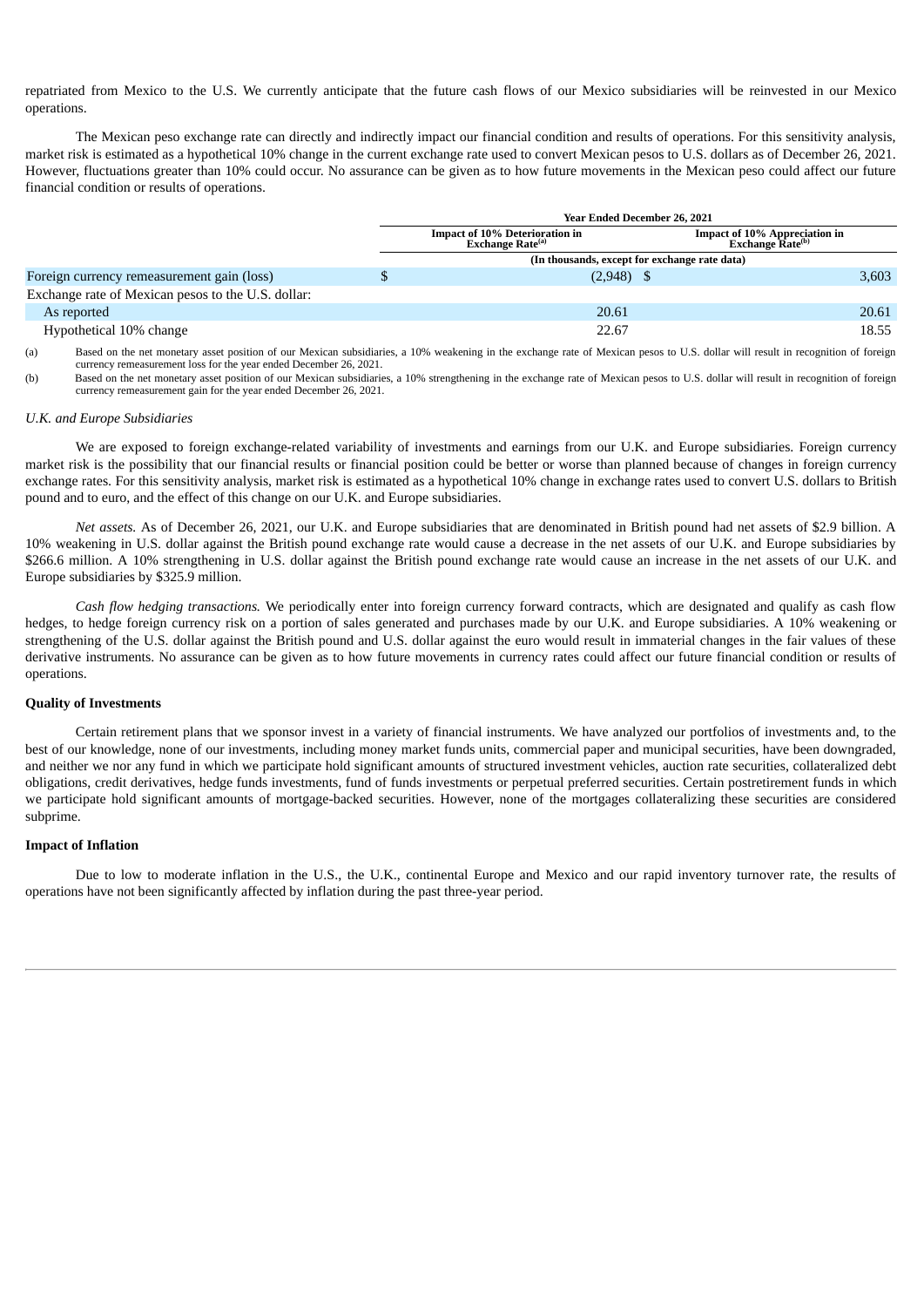repatriated from Mexico to the U.S. We currently anticipate that the future cash flows of our Mexico subsidiaries will be reinvested in our Mexico operations.

The Mexican peso exchange rate can directly and indirectly impact our financial condition and results of operations. For this sensitivity analysis, market risk is estimated as a hypothetical 10% change in the current exchange rate used to convert Mexican pesos to U.S. dollars as of December 26, 2021. However, fluctuations greater than 10% could occur. No assurance can be given as to how future movements in the Mexican peso could affect our future financial condition or results of operations.

| | Year Ended December 26, 2021 | |
|---|---|---|
| | Impact of 10% Deterioration in Exchange Rate[(a)] | Impact of 10% Appreciation in Exchange Rate[(b)] |
| | (In thousands, except for exchange rate data) | |
| Foreign currency remeasurement gain (loss) | $ (2,948) | $ 3,603 |
| Exchange rate of Mexican pesos to the U.S. dollar: | | |
| As reported | 20.61 | 20.61 |
| Hypothetical 10% change | 22.67 | 18.55 |

(a) Based on the net monetary asset position of our Mexican subsidiaries, a 10% weakening in the exchange rate of Mexican pesos to U.S. dollar will result in recognition of foreign currency remeasurement loss for the year ended December 26, 2021.

(b) Based on the net monetary asset position of our Mexican subsidiaries, a 10% strengthening in the exchange rate of Mexican pesos to U.S. dollar will result in recognition of foreign currency remeasurement gain for the year ended December 26, 2021.

*U.K. and Europe Subsidiaries*

We are exposed to foreign exchange-related variability of investments and earnings from our U.K. and Europe subsidiaries. Foreign currency market risk is the possibility that our financial results or financial position could be better or worse than planned because of changes in foreign currency exchange rates. For this sensitivity analysis, market risk is estimated as a hypothetical 10% change in exchange rates used to convert U.S. dollars to British pound and to euro, and the effect of this change on our U.K. and Europe subsidiaries.

*Net assets.* As of December 26, 2021, our U.K. and Europe subsidiaries that are denominated in British pound had net assets of $2.9 billion. A 10% weakening in U.S. dollar against the British pound exchange rate would cause a decrease in the net assets of our U.K. and Europe subsidiaries by $266.6 million. A 10% strengthening in U.S. dollar against the British pound exchange rate would cause an increase in the net assets of our U.K. and Europe subsidiaries by $325.9 million.

*Cash flow hedging transactions.* We periodically enter into foreign currency forward contracts, which are designated and qualify as cash flow hedges, to hedge foreign currency risk on a portion of sales generated and purchases made by our U.K. and Europe subsidiaries. A 10% weakening or strengthening of the U.S. dollar against the British pound and U.S. dollar against the euro would result in immaterial changes in the fair values of these derivative instruments. No assurance can be given as to how future movements in currency rates could affect our future financial condition or results of operations.

**Quality of Investments**

Certain retirement plans that we sponsor invest in a variety of financial instruments. We have analyzed our portfolios of investments and, to the best of our knowledge, none of our investments, including money market funds units, commercial paper and municipal securities, have been downgraded, and neither we nor any fund in which we participate hold significant amounts of structured investment vehicles, auction rate securities, collateralized debt obligations, credit derivatives, hedge funds investments, fund of funds investments or perpetual preferred securities. Certain postretirement funds in which we participate hold significant amounts of mortgage-backed securities. However, none of the mortgages collateralizing these securities are considered subprime.

**Impact of Inflation**

Due to low to moderate inflation in the U.S., the U.K., continental Europe and Mexico and our rapid inventory turnover rate, the results of operations have not been significantly affected by inflation during the past three-year period.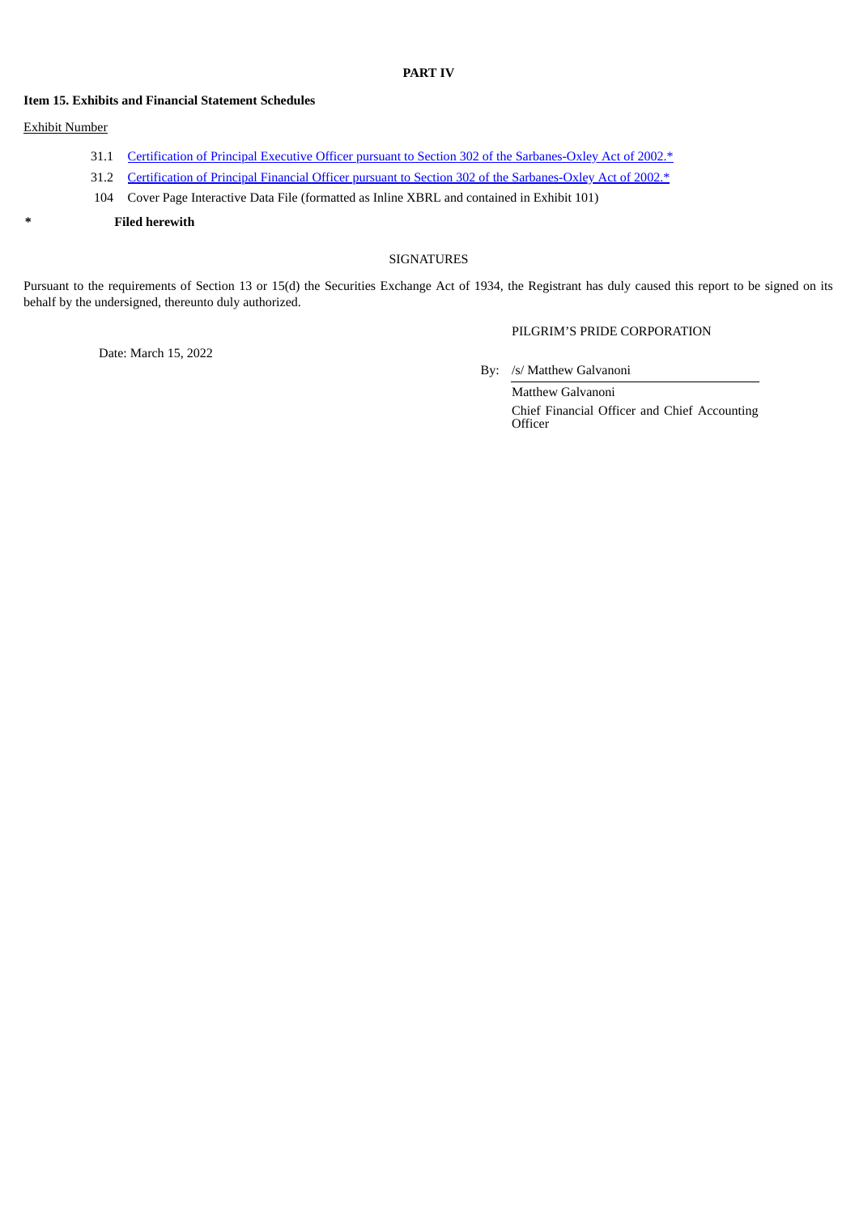**PART IV**

**Item 15. Exhibits and Financial Statement Schedules**

Exhibit Number

| | |
|---|---|
| 31.1 | Certification of Principal Executive Officer pursuant to Section 302 of the Sarbanes-Oxley Act of 2002.* |
| 31.2 | Certification of Principal Financial Officer pursuant to Section 302 of the Sarbanes-Oxley Act of 2002.* |
| 104 | Cover Page Interactive Data File (formatted as Inline XBRL and contained in Exhibit 101) |

\* **Filed herewith**

SIGNATURES

Pursuant to the requirements of Section 13 or 15(d) the Securities Exchange Act of 1934, the Registrant has duly caused this report to be signed on its behalf by the undersigned, thereunto duly authorized.

PILGRIM'S PRIDE CORPORATION

Date: March 15, 2022

By: /s/ Matthew Galvanoni

Matthew Galvanoni
Chief Financial Officer and Chief Accounting Officer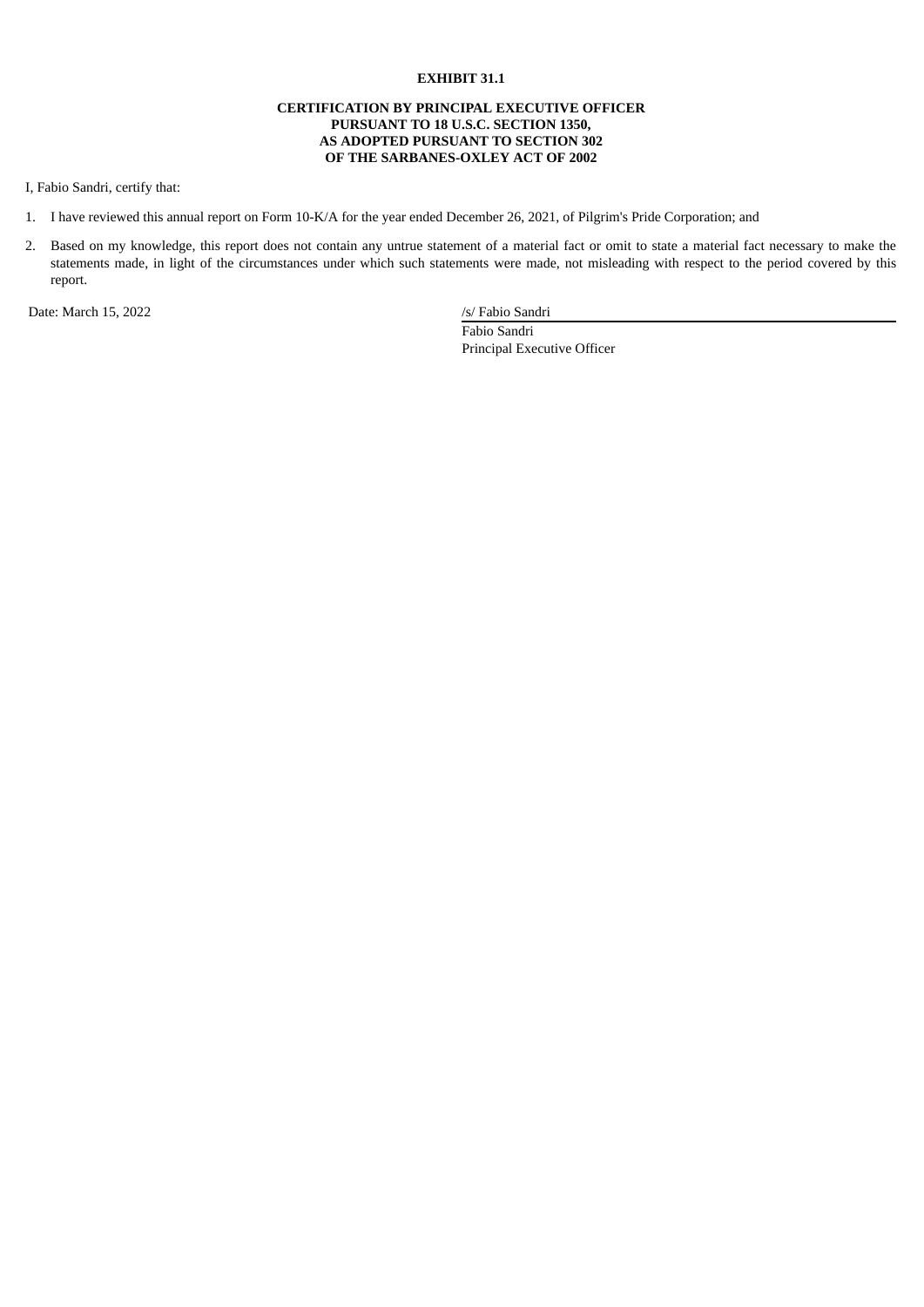**EXHIBIT 31.1**

**CERTIFICATION BY PRINCIPAL EXECUTIVE OFFICER**
**PURSUANT TO 18 U.S.C. SECTION 1350,**
**AS ADOPTED PURSUANT TO SECTION 302**
**OF THE SARBANES-OXLEY ACT OF 2002**

I, Fabio Sandri, certify that:

1. I have reviewed this annual report on Form 10-K/A for the year ended December 26, 2021, of Pilgrim's Pride Corporation; and

2. Based on my knowledge, this report does not contain any untrue statement of a material fact or omit to state a material fact necessary to make the statements made, in light of the circumstances under which such statements were made, not misleading with respect to the period covered by this report.

Date: March 15, 2022

/s/ Fabio Sandri

Fabio Sandri
Principal Executive Officer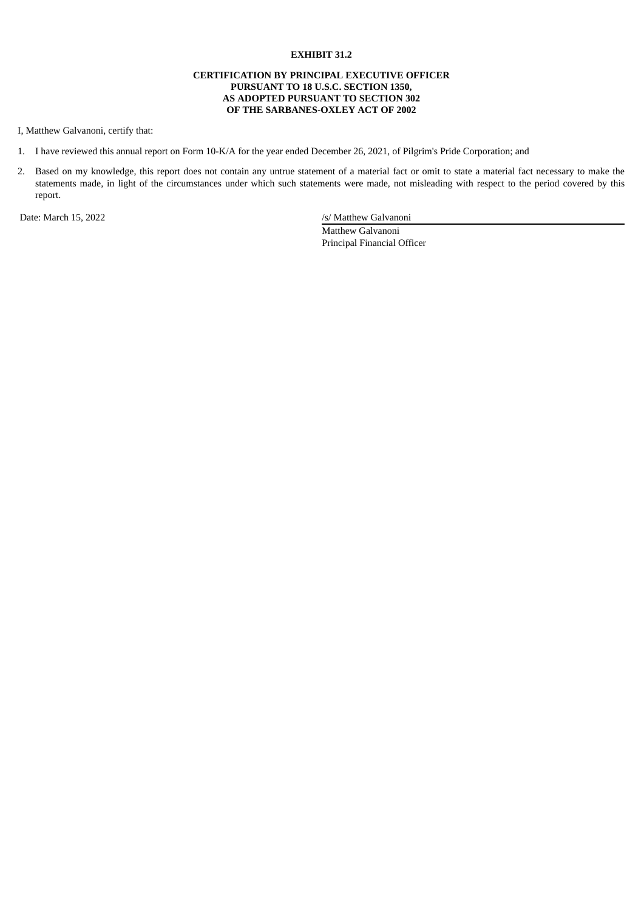**EXHIBIT 31.2**

**CERTIFICATION BY PRINCIPAL EXECUTIVE OFFICER
PURSUANT TO 18 U.S.C. SECTION 1350,
AS ADOPTED PURSUANT TO SECTION 302
OF THE SARBANES-OXLEY ACT OF 2002**

I, Matthew Galvanoni, certify that:

1. I have reviewed this annual report on Form 10-K/A for the year ended December 26, 2021, of Pilgrim's Pride Corporation; and
2. Based on my knowledge, this report does not contain any untrue statement of a material fact or omit to state a material fact necessary to make the statements made, in light of the circumstances under which such statements were made, not misleading with respect to the period covered by this report.

Date: March 15, 2022

/s/ Matthew Galvanoni

Matthew Galvanoni
Principal Financial Officer